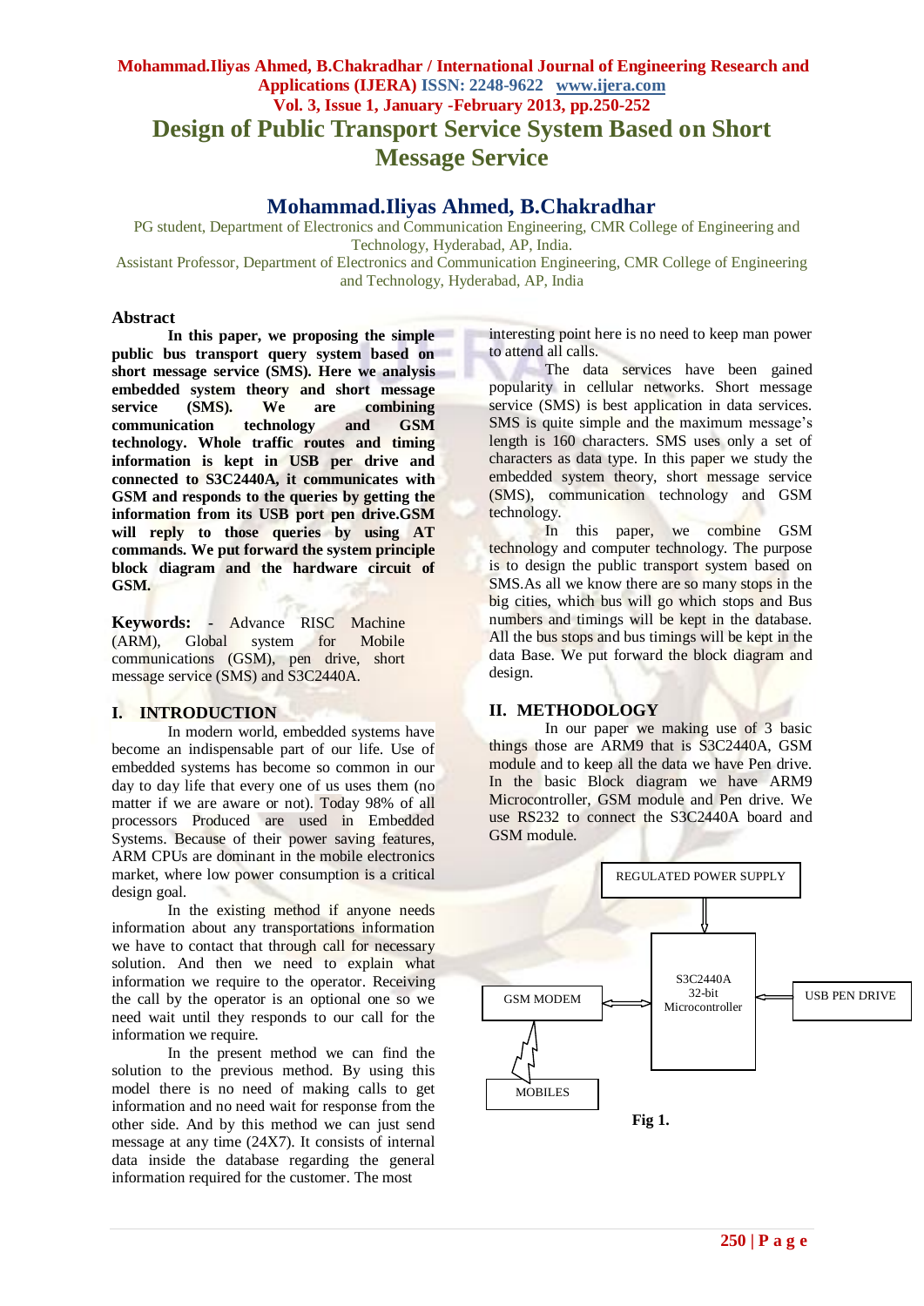# Design of Public Transport Service System Based on Short Message Service

## Mohammad.Iliyas Ahmed, B.Chakradhar

PG student, Department of Electronics and Communication Engineering, CMR College of Engineering and Technology, Hyderabad, AP, India.

Assistant Professor, Department of Electronics and Communication Engineering, CMR College of Engineering and Technology, Hyderabad, AP, India

### Abstract

**In this paper, we proposing the simple public bus transport query system based on short message service (SMS). Here we analysis embedded system theory and short message service (SMS). We are combining communication technology and GSM technology. Whole traffic routes and timing information is kept in USB per drive and connected to S3C2440A, it communicates with GSM and responds to the queries by getting the information from its USB port pen drive.GSM will reply to those queries by using AT commands. We put forward the system principle block diagram and the hardware circuit of GSM.**

**Keywords:** - Advance RISC Machine (ARM), Global system for Mobile communications (GSM), pen drive, short message service (SMS) and S3C2440A.

## I. INTRODUCTION

In modern world, embedded systems have become an indispensable part of our life. Use of embedded systems has become so common in our day to day life that every one of us uses them (no matter if we are aware or not). Today 98% of all processors Produced are used in Embedded Systems. Because of their power saving features, ARM CPUs are dominant in the mobile electronics market, where low power consumption is a critical design goal.

In the existing method if anyone needs information about any transportations information we have to contact that through call for necessary solution. And then we need to explain what information we require to the operator. Receiving the call by the operator is an optional one so we need wait until they responds to our call for the information we require.

In the present method we can find the solution to the previous method. By using this model there is no need of making calls to get information and no need wait for response from the other side. And by this method we can just send message at any time (24X7). It consists of internal data inside the database regarding the general information required for the customer. The most interesting point here is no need to keep man power to attend all calls.

The data services have been gained popularity in cellular networks. Short message service (SMS) is best application in data services. SMS is quite simple and the maximum message's length is 160 characters. SMS uses only a set of characters as data type. In this paper we study the embedded system theory, short message service (SMS), communication technology and GSM technology.

In this paper, we combine GSM technology and computer technology. The purpose is to design the public transport system based on SMS.As all we know there are so many stops in the big cities, which bus will go which stops and Bus numbers and timings will be kept in the database. All the bus stops and bus timings will be kept in the data Base. We put forward the block diagram and design.

## II. METHODOLOGY

In our paper we making use of 3 basic things those are ARM9 that is S3C2440A, GSM module and to keep all the data we have Pen drive. In the basic Block diagram we have ARM9 Microcontroller, GSM module and Pen drive. We use RS232 to connect the S3C2440A board and GSM module.

REGULATED POWER SUPPLY

GSM MODEM

S3C2440A
32-bit
Microcontroller

USB PEN DRIVE

MOBILES

**Fig 1.**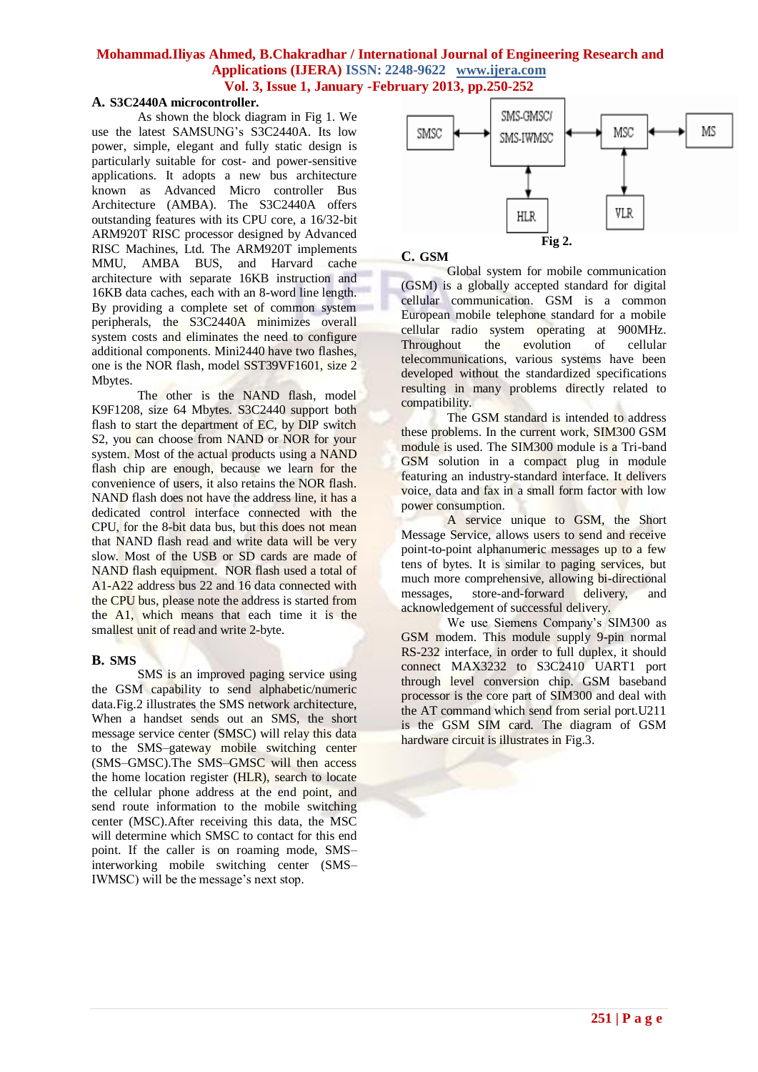### A. S3C2440A microcontroller.

As shown the block diagram in Fig 1. We use the latest SAMSUNG's S3C2440A. Its low power, simple, elegant and fully static design is particularly suitable for cost- and power-sensitive applications. It adopts a new bus architecture known as Advanced Micro controller Bus Architecture (AMBA). The S3C2440A offers outstanding features with its CPU core, a 16/32-bit ARM920T RISC processor designed by Advanced RISC Machines, Ltd. The ARM920T implements MMU, AMBA BUS, and Harvard cache architecture with separate 16KB instruction and 16KB data caches, each with an 8-word line length. By providing a complete set of common system peripherals, the S3C2440A minimizes overall system costs and eliminates the need to configure additional components. Mini2440 have two flashes, one is the NOR flash, model SST39VF1601, size 2 Mbytes.

The other is the NAND flash, model K9F1208, size 64 Mbytes. S3C2440 support both flash to start the department of EC, by DIP switch S2, you can choose from NAND or NOR for your system. Most of the actual products using a NAND flash chip are enough, because we learn for the convenience of users, it also retains the NOR flash. NAND flash does not have the address line, it has a dedicated control interface connected with the CPU, for the 8-bit data bus, but this does not mean that NAND flash read and write data will be very slow. Most of the USB or SD cards are made of NAND flash equipment. NOR flash used a total of A1-A22 address bus 22 and 16 data connected with the CPU bus, please note the address is started from the A1, which means that each time it is the smallest unit of read and write 2-byte.

### B. SMS

SMS is an improved paging service using the GSM capability to send alphabetic/numeric data.Fig.2 illustrates the SMS network architecture, When a handset sends out an SMS, the short message service center (SMSC) will relay this data to the SMS–gateway mobile switching center (SMS–GMSC).The SMS–GMSC will then access the home location register (HLR), search to locate the cellular phone address at the end point, and send route information to the mobile switching center (MSC).After receiving this data, the MSC will determine which SMSC to contact for this end point. If the caller is on roaming mode, SMS–interworking mobile switching center (SMS–IWMSC) will be the message's next stop.

SMSC
SMS-GMSC/ SMS-IWMSC
MSC
MS
HLR
VLR

Fig 2.

### C. GSM

Global system for mobile communication (GSM) is a globally accepted standard for digital cellular communication. GSM is a common European mobile telephone standard for a mobile cellular radio system operating at 900MHz. Throughout the evolution of cellular telecommunications, various systems have been developed without the standardized specifications resulting in many problems directly related to compatibility.

The GSM standard is intended to address these problems. In the current work, SIM300 GSM module is used. The SIM300 module is a Tri-band GSM solution in a compact plug in module featuring an industry-standard interface. It delivers voice, data and fax in a small form factor with low power consumption.

A service unique to GSM, the Short Message Service, allows users to send and receive point-to-point alphanumeric messages up to a few tens of bytes. It is similar to paging services, but much more comprehensive, allowing bi-directional messages, store-and-forward delivery, and acknowledgement of successful delivery.

We use Siemens Company's SIM300 as GSM modem. This module supply 9-pin normal RS-232 interface, in order to full duplex, it should connect MAX3232 to S3C2410 UART1 port through level conversion chip. GSM baseband processor is the core part of SIM300 and deal with the AT command which send from serial port.U211 is the GSM SIM card. The diagram of GSM hardware circuit is illustrates in Fig.3.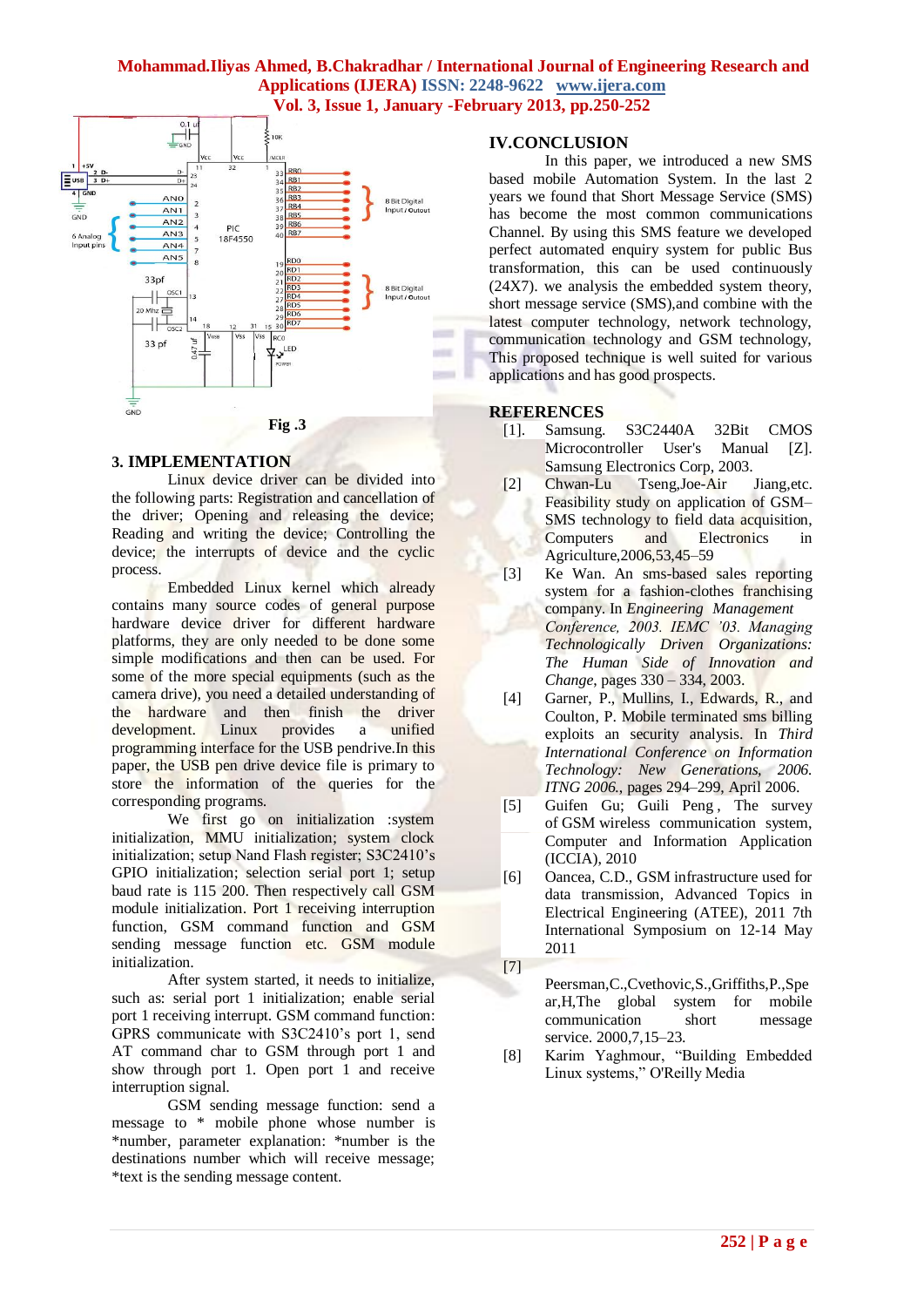Fig .3

## 3. IMPLEMENTATION

Linux device driver can be divided into the following parts: Registration and cancellation of the driver; Opening and releasing the device; Reading and writing the device; Controlling the device; the interrupts of device and the cyclic process.

Embedded Linux kernel which already contains many source codes of general purpose hardware device driver for different hardware platforms, they are only needed to be done some simple modifications and then can be used. For some of the more special equipments (such as the camera drive), you need a detailed understanding of the hardware and then finish the driver development. Linux provides a unified programming interface for the USB pendrive.In this paper, the USB pen drive device file is primary to store the information of the queries for the corresponding programs.

We first go on initialization :system initialization, MMU initialization; system clock initialization; setup Nand Flash register; S3C2410's GPIO initialization; selection serial port 1; setup baud rate is 115 200. Then respectively call GSM module initialization. Port 1 receiving interruption function, GSM command function and GSM sending message function etc. GSM module initialization.

After system started, it needs to initialize, such as: serial port 1 initialization; enable serial port 1 receiving interrupt. GSM command function: GPRS communicate with S3C2410's port 1, send AT command char to GSM through port 1 and show through port 1. Open port 1 and receive interruption signal.

GSM sending message function: send a message to * mobile phone whose number is *number, parameter explanation: *number is the destinations number which will receive message; *text is the sending message content.

## IV.CONCLUSION

In this paper, we introduced a new SMS based mobile Automation System. In the last 2 years we found that Short Message Service (SMS) has become the most common communications Channel. By using this SMS feature we developed perfect automated enquiry system for public Bus transformation, this can be used continuously (24X7). we analysis the embedded system theory, short message service (SMS),and combine with the latest computer technology, network technology, communication technology and GSM technology, This proposed technique is well suited for various applications and has good prospects.

## REFERENCES

[1]. Samsung. S3C2440A 32Bit CMOS Microcontroller User's Manual [Z]. Samsung Electronics Corp, 2003.

[2] Chwan-Lu Tseng,Joe-Air Jiang,etc. Feasibility study on application of GSM–SMS technology to field data acquisition, Computers and Electronics in Agriculture,2006,53,45–59

[3] Ke Wan. An sms-based sales reporting system for a fashion-clothes franchising company. In *Engineering Management Conference, 2003. IEMC '03. Managing Technologically Driven Organizations: The Human Side of Innovation and Change*, pages 330 – 334, 2003.

[4] Garner, P., Mullins, I., Edwards, R., and Coulton, P. Mobile terminated sms billing exploits an security analysis. In *Third International Conference on Information Technology: New Generations, 2006. ITNG 2006.*, pages 294–299, April 2006.

[5] Guifen Gu; Guili Peng , The survey of GSM wireless communication system, Computer and Information Application (ICCIA), 2010

[6] Oancea, C.D., GSM infrastructure used for data transmission, Advanced Topics in Electrical Engineering (ATEE), 2011 7th International Symposium on 12-14 May 2011

[7] Peersman,C.,Cvethovic,S.,Griffiths,P.,Spear,H,The global system for mobile communication short message service. 2000,7,15–23.

[8] Karim Yaghmour, "Building Embedded Linux systems," O'Reilly Media